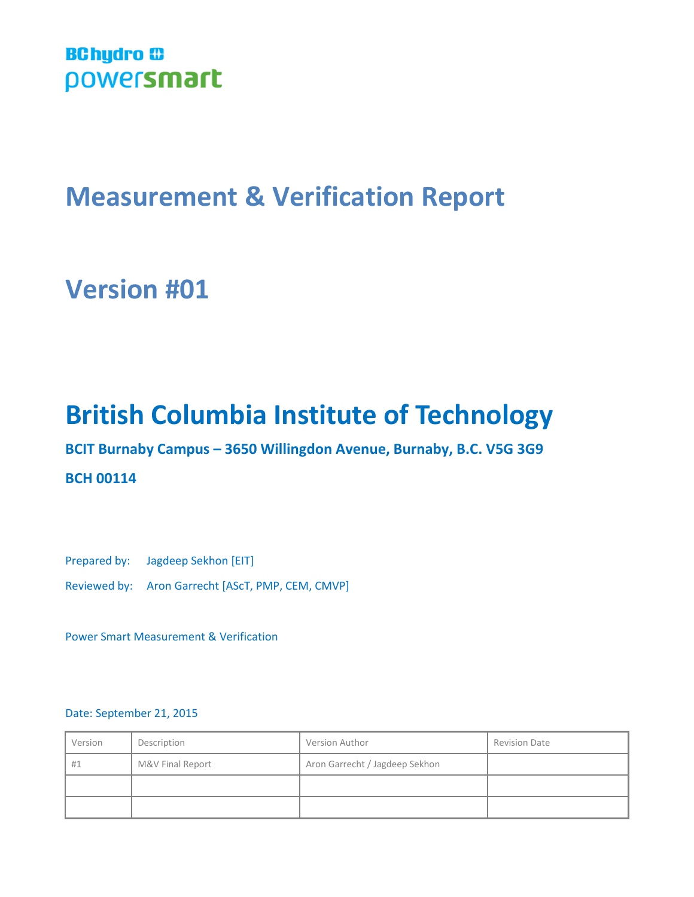BC hydro powersmart

# Measurement & Verification Report

# Version #01

# British Columbia Institute of Technology

**BCIT Burnaby Campus – 3650 Willingdon Avenue, Burnaby, B.C. V5G 3G9**

**BCH 00114**

Prepared by: Jagdeep Sekhon [EIT]

Reviewed by: Aron Garrecht [AScT, PMP, CEM, CMVP]

Power Smart Measurement & Verification

Date: September 21, 2015

| Version | Description | Version Author | Revision Date |
|---|---|---|---|
| #1 | M&V Final Report | Aron Garrecht / Jagdeep Sekhon | |
| | | | |
| | | | |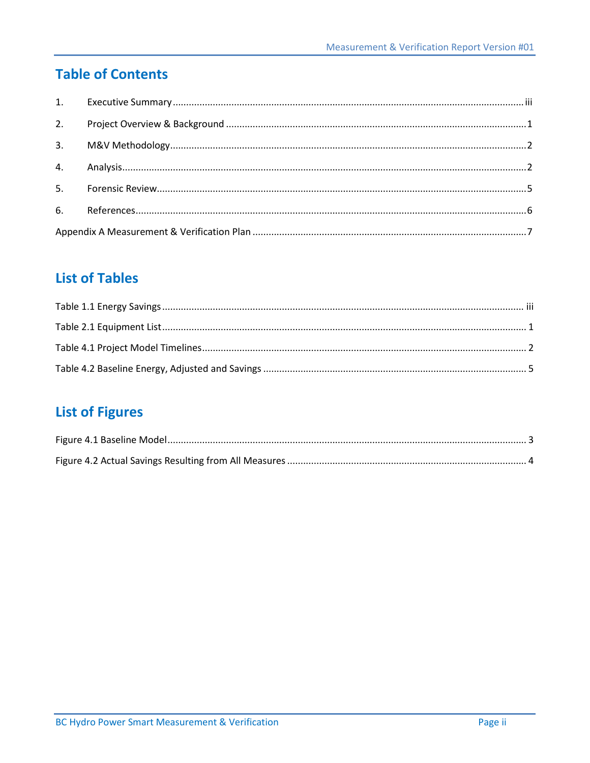## Table of Contents

1. Executive Summary ..... iii
2. Project Overview & Background ..... 1
3. M&V Methodology ..... 2
4. Analysis ..... 2
5. Forensic Review ..... 5
6. References ..... 6

Appendix A Measurement & Verification Plan ..... 7

## List of Tables

Table 1.1 Energy Savings ..... iii

Table 2.1 Equipment List ..... 1

Table 4.1 Project Model Timelines ..... 2

Table 4.2 Baseline Energy, Adjusted and Savings ..... 5

## List of Figures

Figure 4.1 Baseline Model ..... 3

Figure 4.2 Actual Savings Resulting from All Measures ..... 4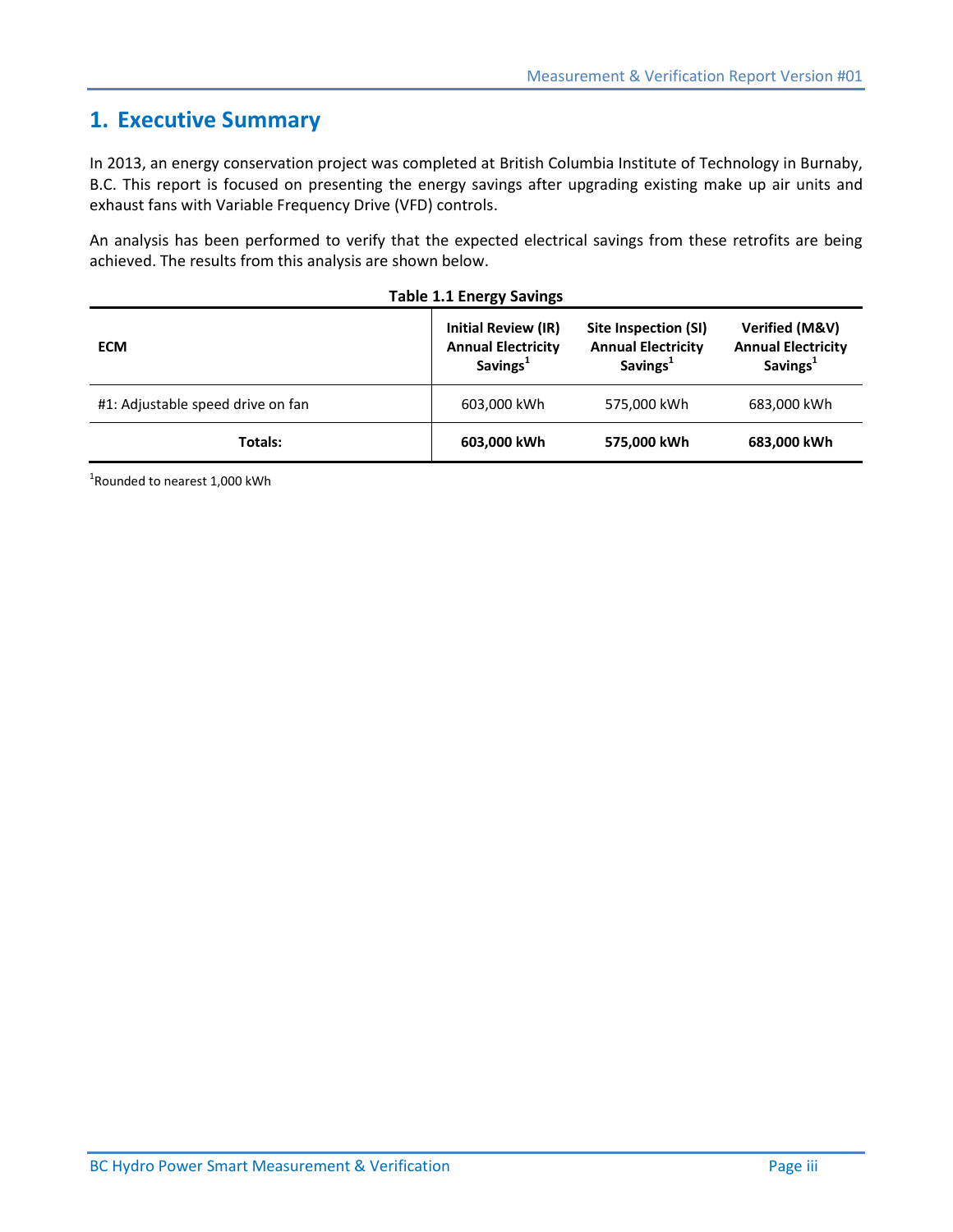# 1. Executive Summary

In 2013, an energy conservation project was completed at British Columbia Institute of Technology in Burnaby, B.C. This report is focused on presenting the energy savings after upgrading existing make up air units and exhaust fans with Variable Frequency Drive (VFD) controls.

An analysis has been performed to verify that the expected electrical savings from these retrofits are being achieved. The results from this analysis are shown below.

**Table 1.1 Energy Savings**

| ECM | Initial Review (IR) Annual Electricity Savings[1] | Site Inspection (SI) Annual Electricity Savings[1] | Verified (M&V) Annual Electricity Savings[1] |
|---|---|---|---|
| #1: Adjustable speed drive on fan | 603,000 kWh | 575,000 kWh | 683,000 kWh |
| **Totals:** | **603,000 kWh** | **575,000 kWh** | **683,000 kWh** |

[1]Rounded to nearest 1,000 kWh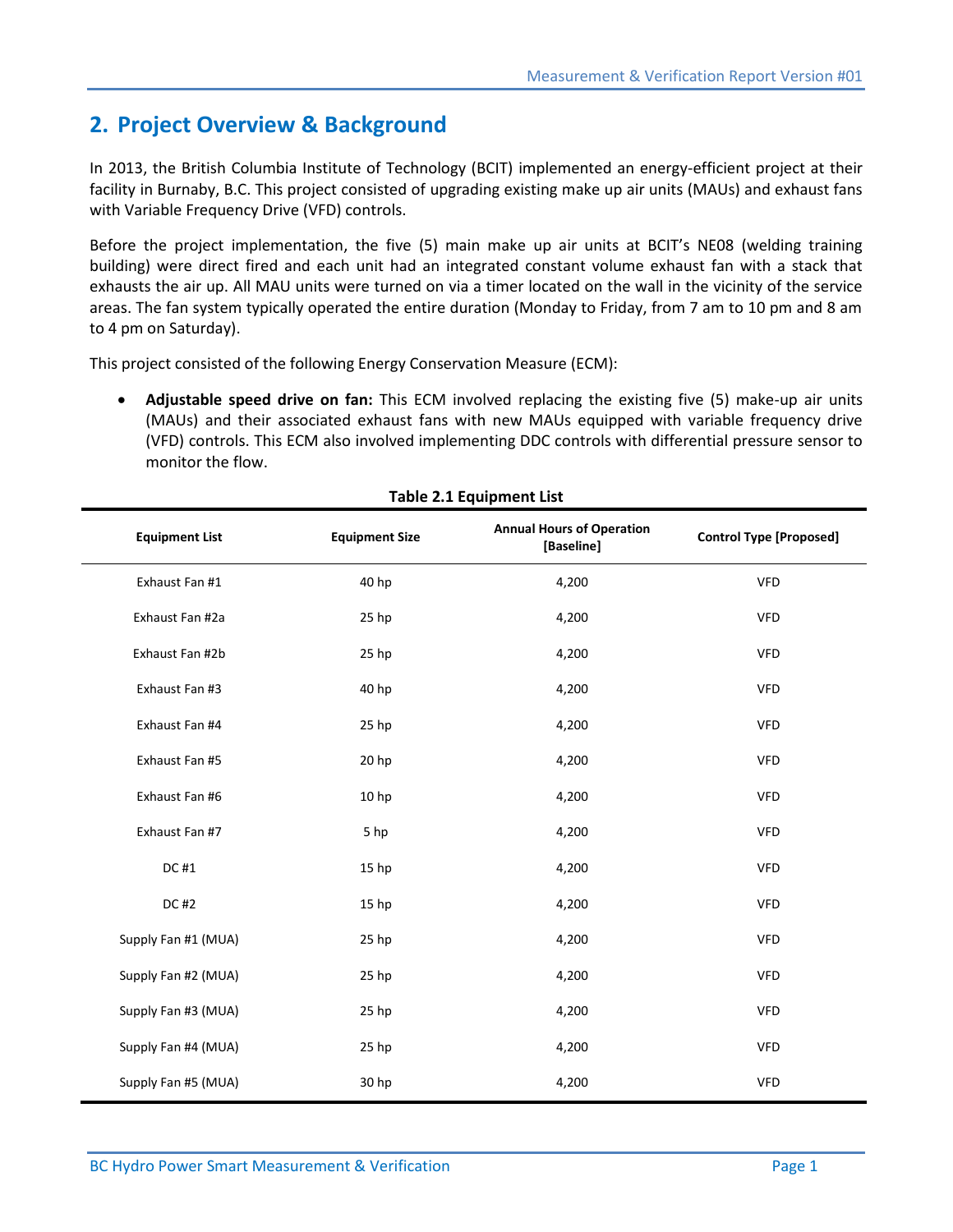## 2. Project Overview & Background

In 2013, the British Columbia Institute of Technology (BCIT) implemented an energy-efficient project at their facility in Burnaby, B.C. This project consisted of upgrading existing make up air units (MAUs) and exhaust fans with Variable Frequency Drive (VFD) controls.

Before the project implementation, the five (5) main make up air units at BCIT's NE08 (welding training building) were direct fired and each unit had an integrated constant volume exhaust fan with a stack that exhausts the air up. All MAU units were turned on via a timer located on the wall in the vicinity of the service areas. The fan system typically operated the entire duration (Monday to Friday, from 7 am to 10 pm and 8 am to 4 pm on Saturday).

This project consisted of the following Energy Conservation Measure (ECM):

- **Adjustable speed drive on fan:** This ECM involved replacing the existing five (5) make-up air units (MAUs) and their associated exhaust fans with new MAUs equipped with variable frequency drive (VFD) controls. This ECM also involved implementing DDC controls with differential pressure sensor to monitor the flow.

**Table 2.1 Equipment List**

| Equipment List | Equipment Size | Annual Hours of Operation [Baseline] | Control Type [Proposed] |
|---|---|---|---|
| Exhaust Fan #1 | 40 hp | 4,200 | VFD |
| Exhaust Fan #2a | 25 hp | 4,200 | VFD |
| Exhaust Fan #2b | 25 hp | 4,200 | VFD |
| Exhaust Fan #3 | 40 hp | 4,200 | VFD |
| Exhaust Fan #4 | 25 hp | 4,200 | VFD |
| Exhaust Fan #5 | 20 hp | 4,200 | VFD |
| Exhaust Fan #6 | 10 hp | 4,200 | VFD |
| Exhaust Fan #7 | 5 hp | 4,200 | VFD |
| DC #1 | 15 hp | 4,200 | VFD |
| DC #2 | 15 hp | 4,200 | VFD |
| Supply Fan #1 (MUA) | 25 hp | 4,200 | VFD |
| Supply Fan #2 (MUA) | 25 hp | 4,200 | VFD |
| Supply Fan #3 (MUA) | 25 hp | 4,200 | VFD |
| Supply Fan #4 (MUA) | 25 hp | 4,200 | VFD |
| Supply Fan #5 (MUA) | 30 hp | 4,200 | VFD |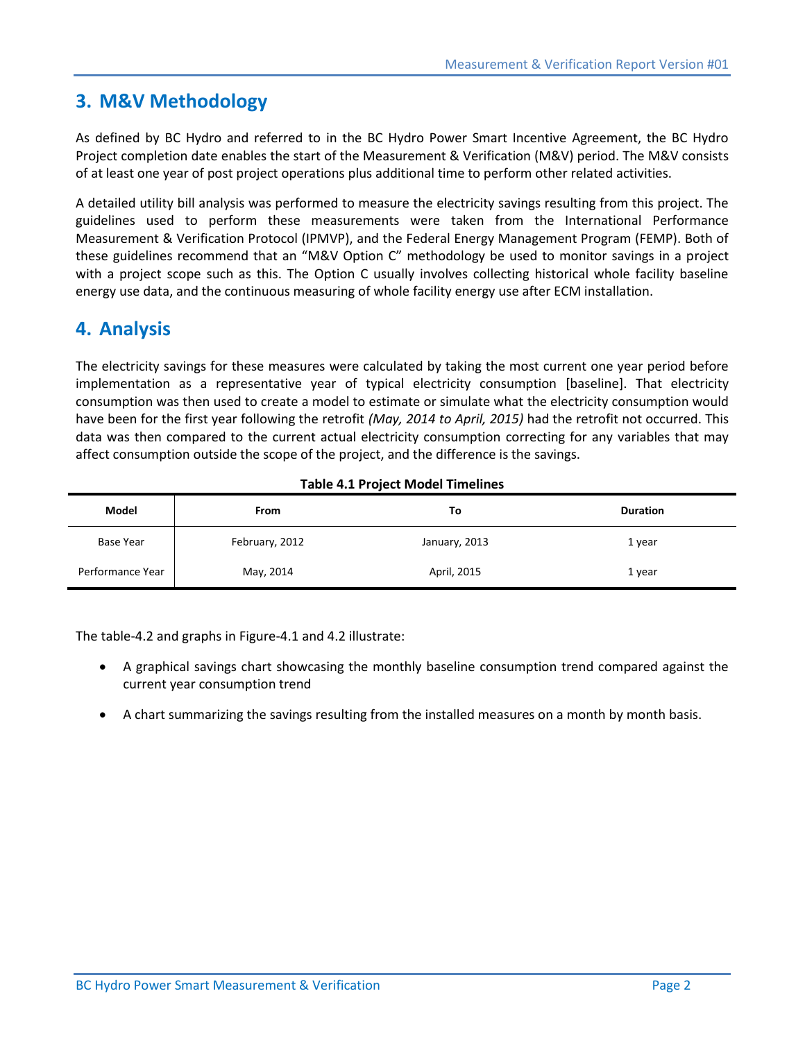## 3. M&V Methodology

As defined by BC Hydro and referred to in the BC Hydro Power Smart Incentive Agreement, the BC Hydro Project completion date enables the start of the Measurement & Verification (M&V) period. The M&V consists of at least one year of post project operations plus additional time to perform other related activities.

A detailed utility bill analysis was performed to measure the electricity savings resulting from this project. The guidelines used to perform these measurements were taken from the International Performance Measurement & Verification Protocol (IPMVP), and the Federal Energy Management Program (FEMP). Both of these guidelines recommend that an "M&V Option C" methodology be used to monitor savings in a project with a project scope such as this. The Option C usually involves collecting historical whole facility baseline energy use data, and the continuous measuring of whole facility energy use after ECM installation.

## 4. Analysis

The electricity savings for these measures were calculated by taking the most current one year period before implementation as a representative year of typical electricity consumption [baseline]. That electricity consumption was then used to create a model to estimate or simulate what the electricity consumption would have been for the first year following the retrofit *(May, 2014 to April, 2015)* had the retrofit not occurred. This data was then compared to the current actual electricity consumption correcting for any variables that may affect consumption outside the scope of the project, and the difference is the savings.

**Table 4.1 Project Model Timelines**

| Model | From | To | Duration |
|---|---|---|---|
| Base Year | February, 2012 | January, 2013 | 1 year |
| Performance Year | May, 2014 | April, 2015 | 1 year |

The table-4.2 and graphs in Figure-4.1 and 4.2 illustrate:

- A graphical savings chart showcasing the monthly baseline consumption trend compared against the current year consumption trend
- A chart summarizing the savings resulting from the installed measures on a month by month basis.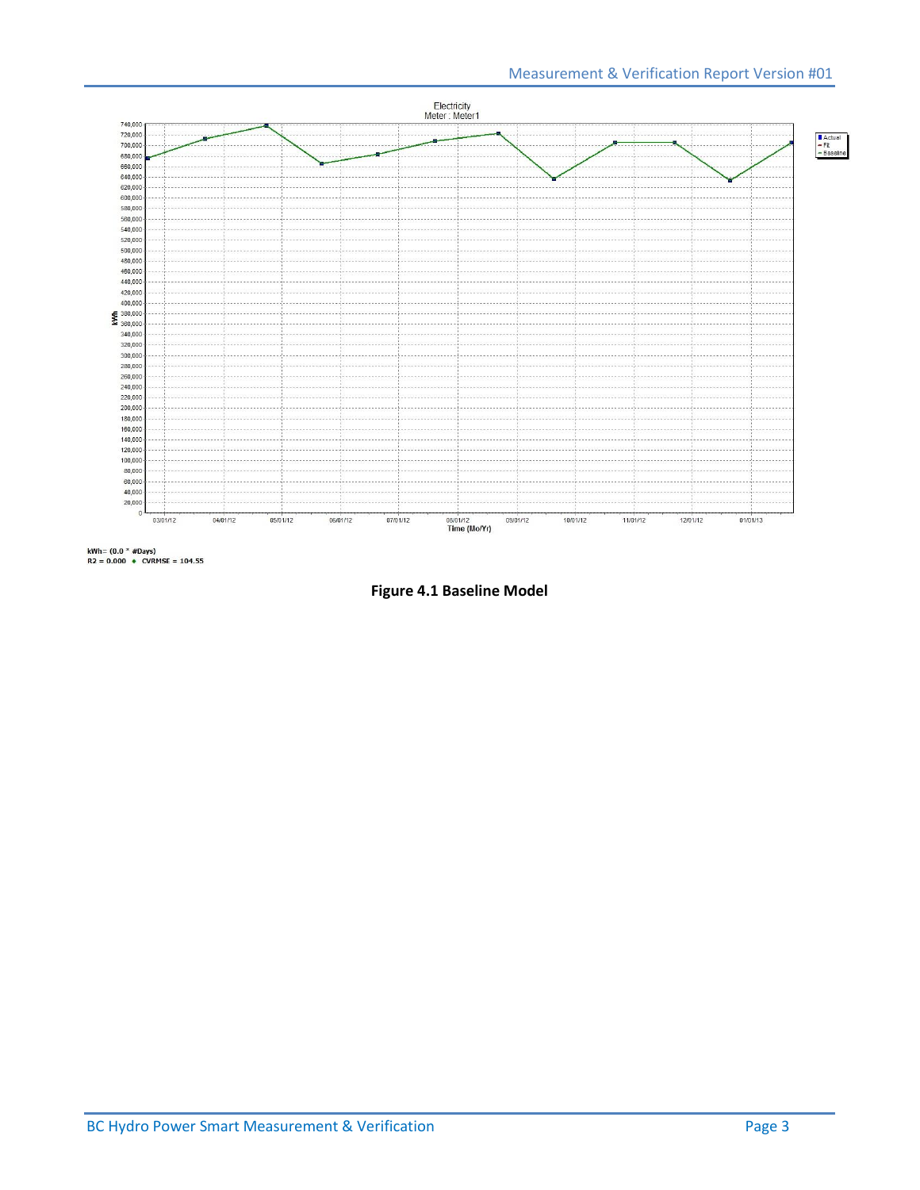Electricity
Meter : Meter1

kWh= (0.0 * #Days)
$R2 = 0.000$ ♦ CVRMSE = 104.55

**Figure 4.1 Baseline Model**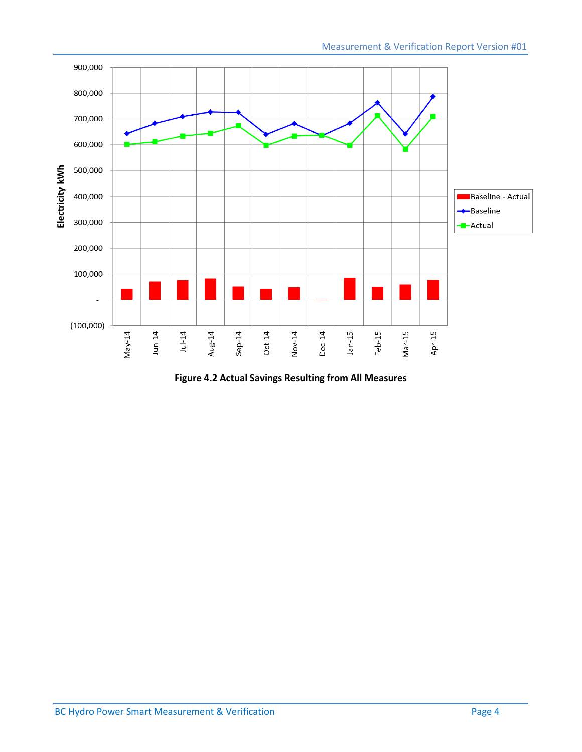Figure 4.2 Actual Savings Resulting from All Measures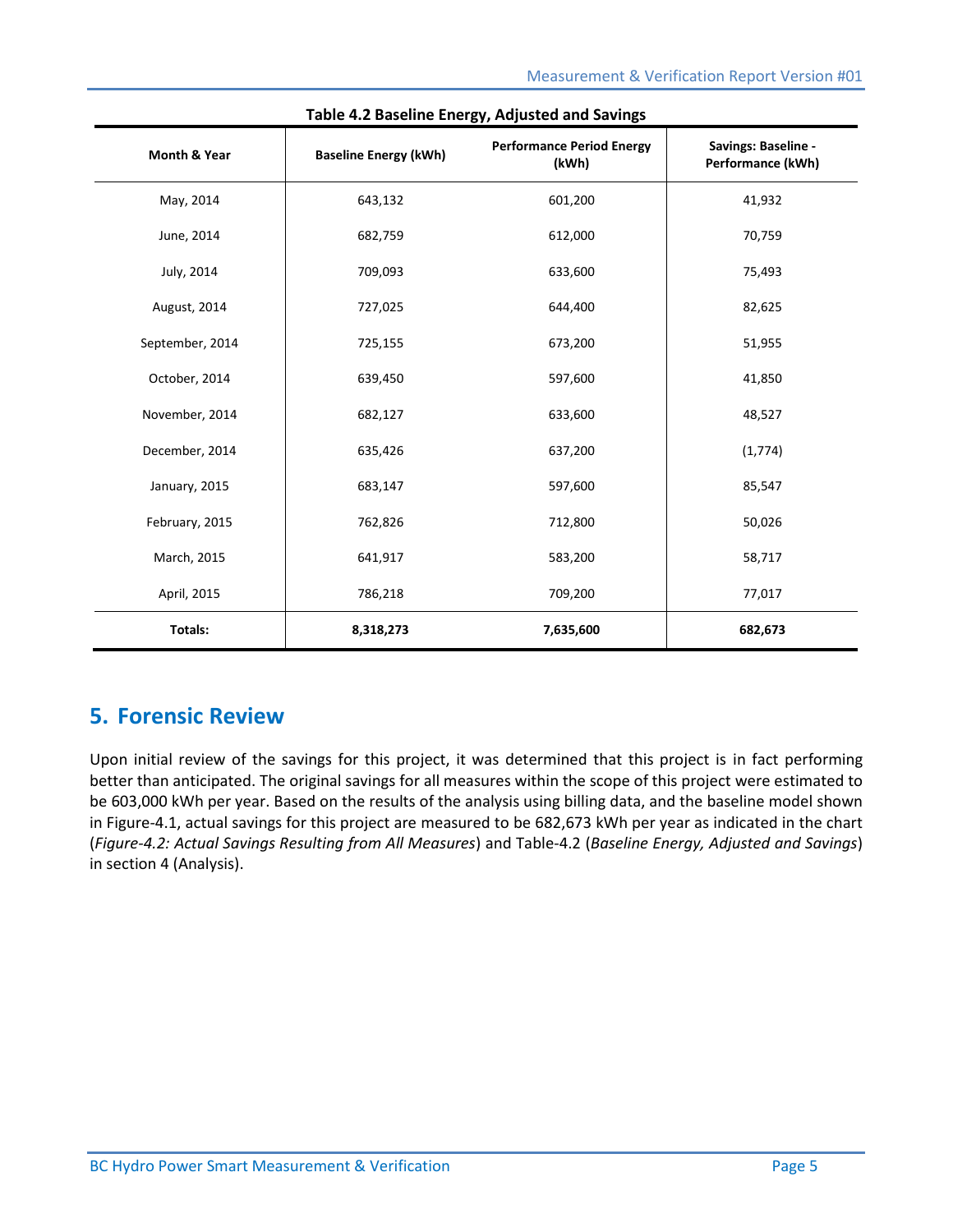**Table 4.2 Baseline Energy, Adjusted and Savings**

| Month & Year | Baseline Energy (kWh) | Performance Period Energy (kWh) | Savings: Baseline - Performance (kWh) |
|---|---|---|---|
| May, 2014 | 643,132 | 601,200 | 41,932 |
| June, 2014 | 682,759 | 612,000 | 70,759 |
| July, 2014 | 709,093 | 633,600 | 75,493 |
| August, 2014 | 727,025 | 644,400 | 82,625 |
| September, 2014 | 725,155 | 673,200 | 51,955 |
| October, 2014 | 639,450 | 597,600 | 41,850 |
| November, 2014 | 682,127 | 633,600 | 48,527 |
| December, 2014 | 635,426 | 637,200 | (1,774) |
| January, 2015 | 683,147 | 597,600 | 85,547 |
| February, 2015 | 762,826 | 712,800 | 50,026 |
| March, 2015 | 641,917 | 583,200 | 58,717 |
| April, 2015 | 786,218 | 709,200 | 77,017 |
| **Totals:** | **8,318,273** | **7,635,600** | **682,673** |

## 5. Forensic Review

Upon initial review of the savings for this project, it was determined that this project is in fact performing better than anticipated. The original savings for all measures within the scope of this project were estimated to be 603,000 kWh per year. Based on the results of the analysis using billing data, and the baseline model shown in Figure-4.1, actual savings for this project are measured to be 682,673 kWh per year as indicated in the chart (*Figure-4.2: Actual Savings Resulting from All Measures*) and Table-4.2 (*Baseline Energy, Adjusted and Savings*) in section 4 (Analysis).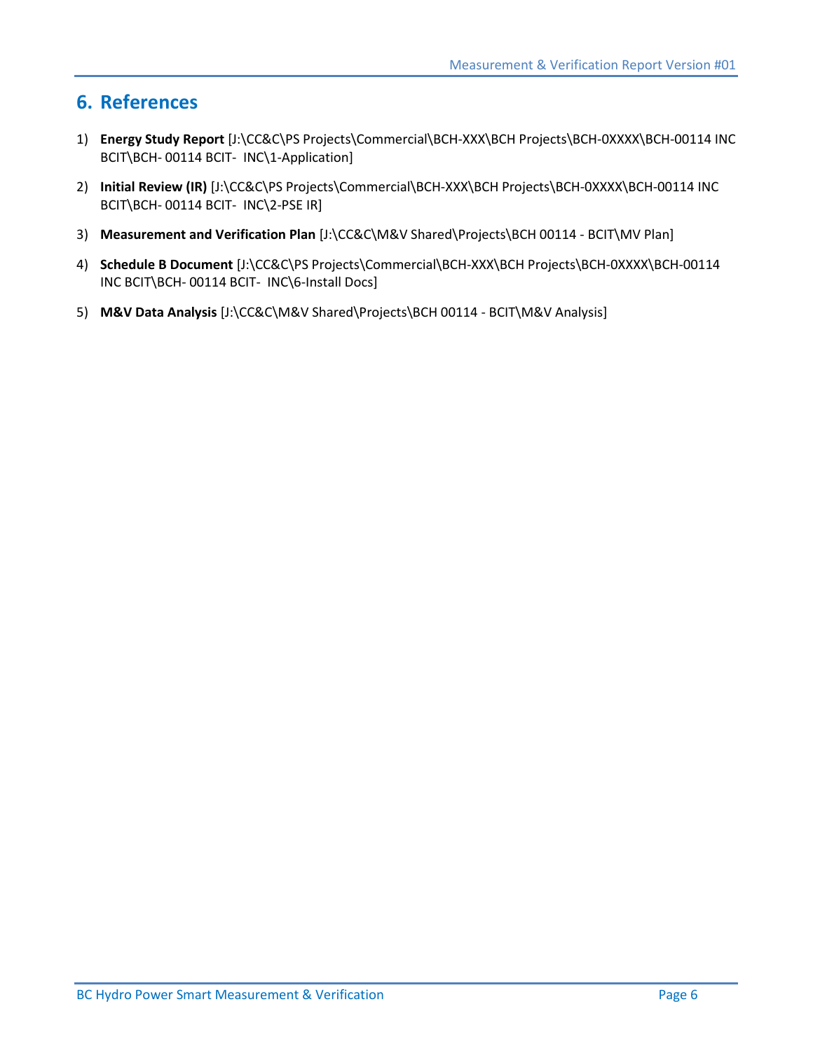# 6. References

1) **Energy Study Report** [J:\CC&C\PS Projects\Commercial\BCH-XXX\BCH Projects\BCH-0XXXX\BCH-00114 INC BCIT\BCH- 00114 BCIT-  INC\1-Application]

2) **Initial Review (IR)** [J:\CC&C\PS Projects\Commercial\BCH-XXX\BCH Projects\BCH-0XXXX\BCH-00114 INC BCIT\BCH- 00114 BCIT-  INC\2-PSE IR]

3) **Measurement and Verification Plan** [J:\CC&C\M&V Shared\Projects\BCH 00114 - BCIT\MV Plan]

4) **Schedule B Document** [J:\CC&C\PS Projects\Commercial\BCH-XXX\BCH Projects\BCH-0XXXX\BCH-00114 INC BCIT\BCH- 00114 BCIT-  INC\6-Install Docs]

5) **M&V Data Analysis** [J:\CC&C\M&V Shared\Projects\BCH 00114 - BCIT\M&V Analysis]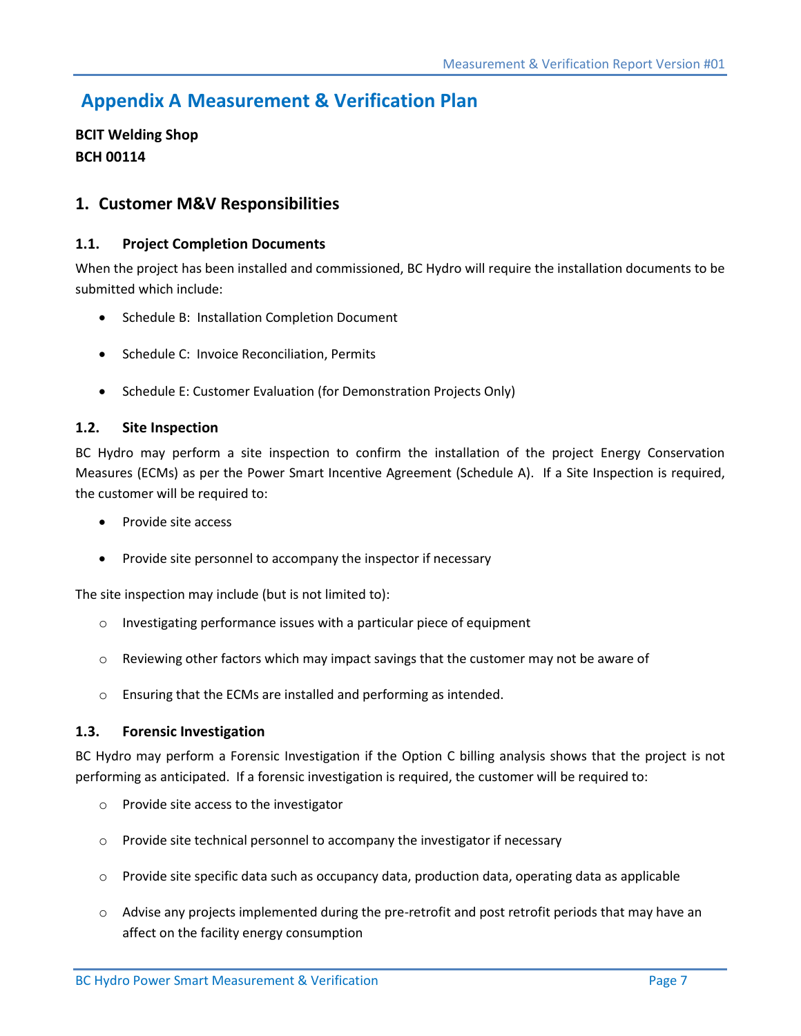# Appendix A Measurement & Verification Plan

**BCIT Welding Shop**
**BCH 00114**

## 1. Customer M&V Responsibilities

### 1.1. Project Completion Documents

When the project has been installed and commissioned, BC Hydro will require the installation documents to be submitted which include:

- Schedule B: Installation Completion Document
- Schedule C: Invoice Reconciliation, Permits
- Schedule E: Customer Evaluation (for Demonstration Projects Only)

### 1.2. Site Inspection

BC Hydro may perform a site inspection to confirm the installation of the project Energy Conservation Measures (ECMs) as per the Power Smart Incentive Agreement (Schedule A). If a Site Inspection is required, the customer will be required to:

- Provide site access
- Provide site personnel to accompany the inspector if necessary

The site inspection may include (but is not limited to):

- Investigating performance issues with a particular piece of equipment
- Reviewing other factors which may impact savings that the customer may not be aware of
- Ensuring that the ECMs are installed and performing as intended.

### 1.3. Forensic Investigation

BC Hydro may perform a Forensic Investigation if the Option C billing analysis shows that the project is not performing as anticipated. If a forensic investigation is required, the customer will be required to:

- Provide site access to the investigator
- Provide site technical personnel to accompany the investigator if necessary
- Provide site specific data such as occupancy data, production data, operating data as applicable
- Advise any projects implemented during the pre-retrofit and post retrofit periods that may have an affect on the facility energy consumption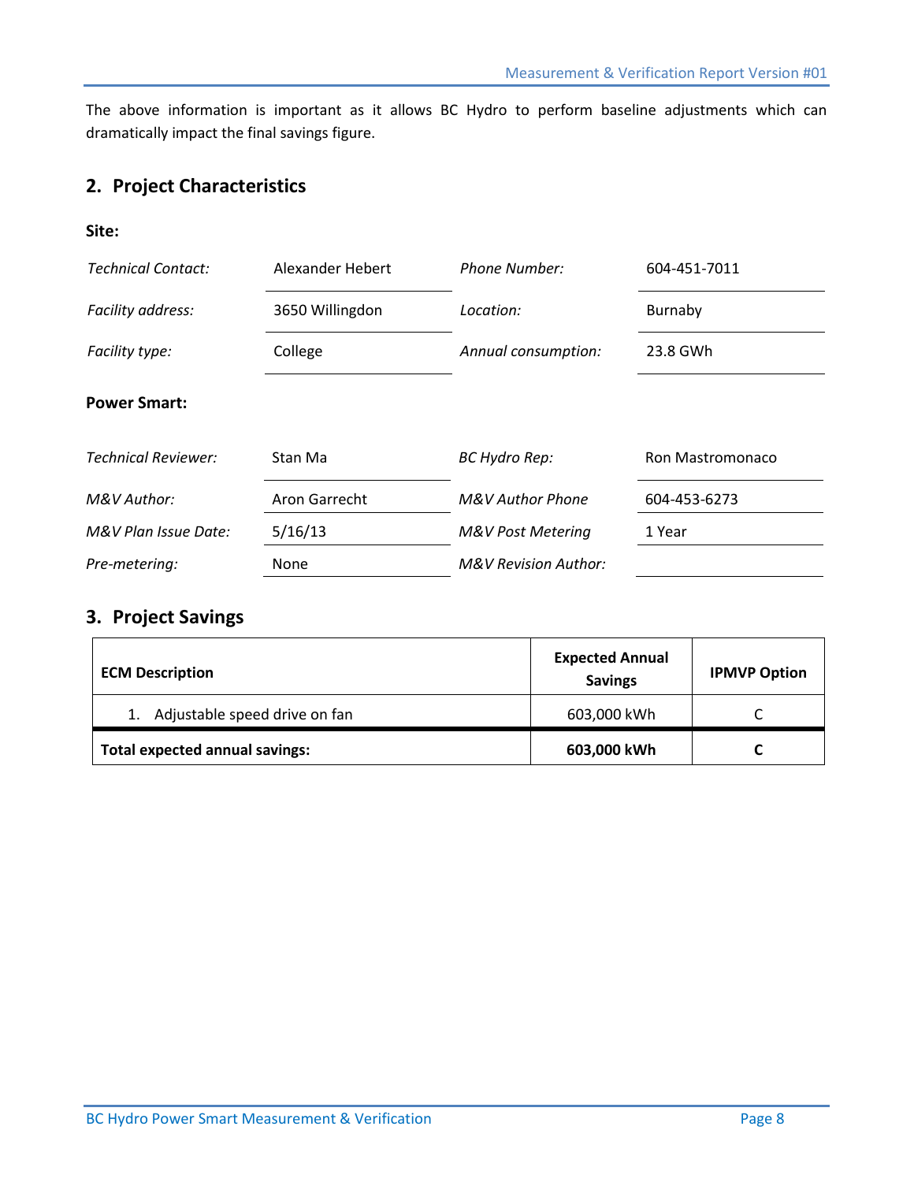The above information is important as it allows BC Hydro to perform baseline adjustments which can dramatically impact the final savings figure.

## 2. Project Characteristics

**Site:**

| | | | |
|---|---|---|---|
| *Technical Contact:* | Alexander Hebert | *Phone Number:* | 604-451-7011 |
| *Facility address:* | 3650 Willingdon | *Location:* | Burnaby |
| *Facility type:* | College | *Annual consumption:* | 23.8 GWh |

**Power Smart:**

| | | | |
|---|---|---|---|
| *Technical Reviewer:* | Stan Ma | *BC Hydro Rep:* | Ron Mastromonaco |
| *M&V Author:* | Aron Garrecht | *M&V Author Phone* | 604-453-6273 |
| *M&V Plan Issue Date:* | 5/16/13 | *M&V Post Metering* | 1 Year |
| *Pre-metering:* | None | *M&V Revision Author:* | |

## 3. Project Savings

| ECM Description | Expected Annual Savings | IPMVP Option |
|---|---|---|
| 1. Adjustable speed drive on fan | 603,000 kWh | C |
| **Total expected annual savings:** | **603,000 kWh** | **C** |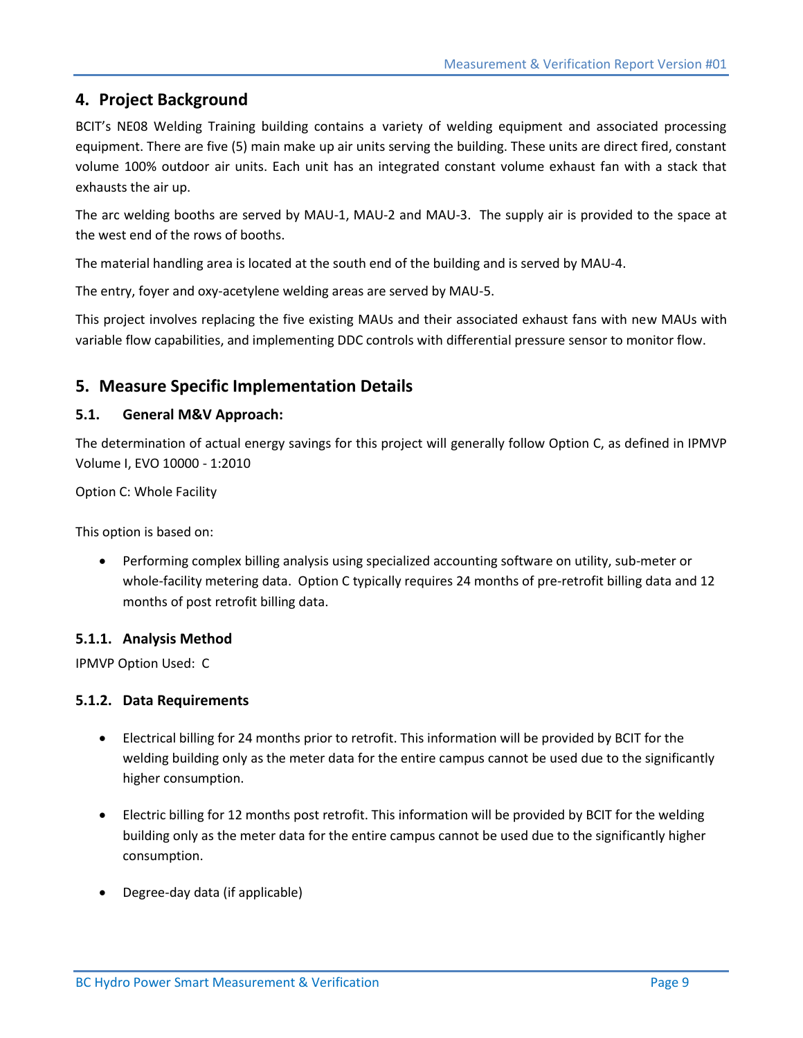## 4. Project Background

BCIT's NE08 Welding Training building contains a variety of welding equipment and associated processing equipment. There are five (5) main make up air units serving the building. These units are direct fired, constant volume 100% outdoor air units. Each unit has an integrated constant volume exhaust fan with a stack that exhausts the air up.

The arc welding booths are served by MAU-1, MAU-2 and MAU-3. The supply air is provided to the space at the west end of the rows of booths.

The material handling area is located at the south end of the building and is served by MAU-4.

The entry, foyer and oxy-acetylene welding areas are served by MAU-5.

This project involves replacing the five existing MAUs and their associated exhaust fans with new MAUs with variable flow capabilities, and implementing DDC controls with differential pressure sensor to monitor flow.

## 5. Measure Specific Implementation Details

### 5.1. General M&V Approach:

The determination of actual energy savings for this project will generally follow Option C, as defined in IPMVP Volume I, EVO 10000 - 1:2010

Option C: Whole Facility

This option is based on:

- Performing complex billing analysis using specialized accounting software on utility, sub-meter or whole-facility metering data. Option C typically requires 24 months of pre-retrofit billing data and 12 months of post retrofit billing data.

#### 5.1.1. Analysis Method

IPMVP Option Used: C

#### 5.1.2. Data Requirements

- Electrical billing for 24 months prior to retrofit. This information will be provided by BCIT for the welding building only as the meter data for the entire campus cannot be used due to the significantly higher consumption.

- Electric billing for 12 months post retrofit. This information will be provided by BCIT for the welding building only as the meter data for the entire campus cannot be used due to the significantly higher consumption.

- Degree-day data (if applicable)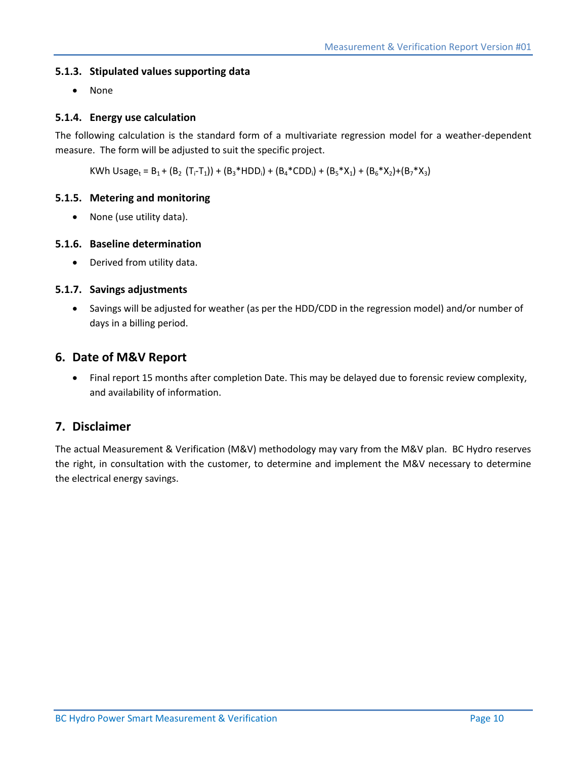### 5.1.3. Stipulated values supporting data

- None

### 5.1.4. Energy use calculation

The following calculation is the standard form of a multivariate regression model for a weather-dependent measure. The form will be adjusted to suit the specific project.

$$KWh\ Usage_t = B_1 + (B_2\ (T_i - T_1)) + (B_3 * HDD_i) + (B_4 * CDD_i) + (B_5 * X_1) + (B_6 * X_2) + (B_7 * X_3)$$

### 5.1.5. Metering and monitoring

- None (use utility data).

### 5.1.6. Baseline determination

- Derived from utility data.

### 5.1.7. Savings adjustments

- Savings will be adjusted for weather (as per the HDD/CDD in the regression model) and/or number of days in a billing period.

## 6. Date of M&V Report

- Final report 15 months after completion Date. This may be delayed due to forensic review complexity, and availability of information.

## 7. Disclaimer

The actual Measurement & Verification (M&V) methodology may vary from the M&V plan. BC Hydro reserves the right, in consultation with the customer, to determine and implement the M&V necessary to determine the electrical energy savings.